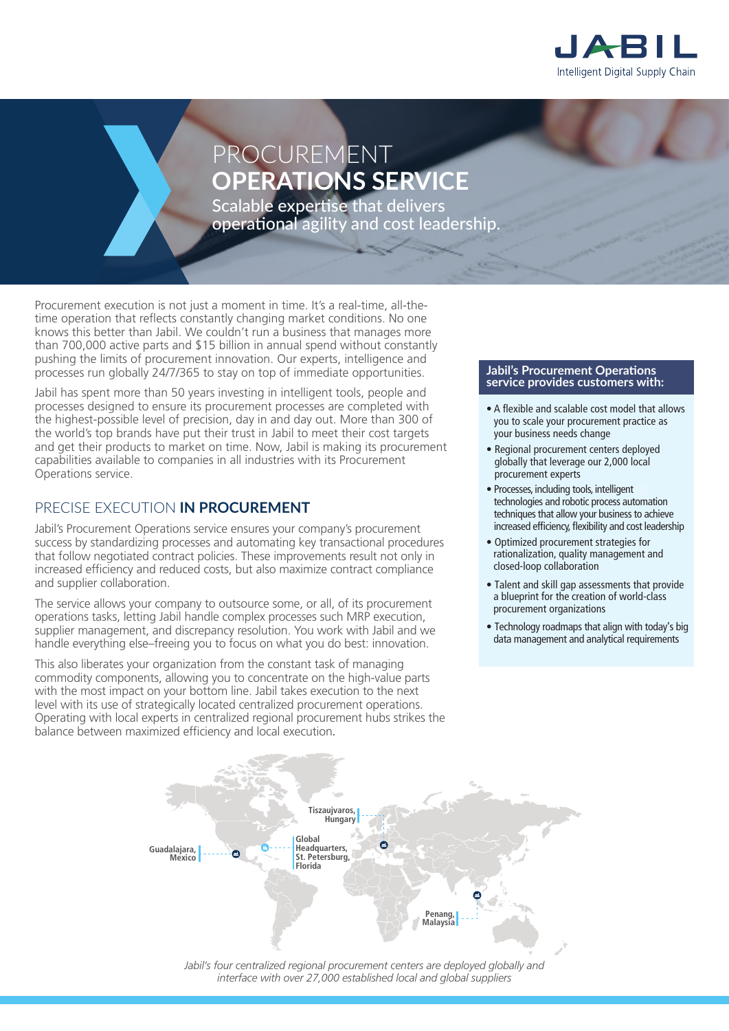JABIL
Intelligent Digital Supply Chain

# PROCUREMENT **OPERATIONS SERVICE**

Scalable expertise that delivers operational agility and cost leadership.

Procurement execution is not just a moment in time. It's a real-time, all-the-time operation that reflects constantly changing market conditions. No one knows this better than Jabil. We couldn't run a business that manages more than 700,000 active parts and $15 billion in annual spend without constantly pushing the limits of procurement innovation. Our experts, intelligence and processes run globally 24/7/365 to stay on top of immediate opportunities.

Jabil has spent more than 50 years investing in intelligent tools, people and processes designed to ensure its procurement processes are completed with the highest-possible level of precision, day in and day out. More than 300 of the world's top brands have put their trust in Jabil to meet their cost targets and get their products to market on time. Now, Jabil is making its procurement capabilities available to companies in all industries with its Procurement Operations service.

## PRECISE EXECUTION **IN PROCUREMENT**

Jabil's Procurement Operations service ensures your company's procurement success by standardizing processes and automating key transactional procedures that follow negotiated contract policies. These improvements result not only in increased efficiency and reduced costs, but also maximize contract compliance and supplier collaboration.

The service allows your company to outsource some, or all, of its procurement operations tasks, letting Jabil handle complex processes such MRP execution, supplier management, and discrepancy resolution. You work with Jabil and we handle everything else–freeing you to focus on what you do best: innovation.

This also liberates your organization from the constant task of managing commodity components, allowing you to concentrate on the high-value parts with the most impact on your bottom line. Jabil takes execution to the next level with its use of strategically located centralized procurement operations. Operating with local experts in centralized regional procurement hubs strikes the balance between maximized efficiency and local execution.

### Jabil's Procurement Operations service provides customers with:

- A flexible and scalable cost model that allows you to scale your procurement practice as your business needs change
- Regional procurement centers deployed globally that leverage our 2,000 local procurement experts
- Processes, including tools, intelligent technologies and robotic process automation techniques that allow your business to achieve increased efficiency, flexibility and cost leadership
- Optimized procurement strategies for rationalization, quality management and closed-loop collaboration
- Talent and skill gap assessments that provide a blueprint for the creation of world-class procurement organizations
- Technology roadmaps that align with today's big data management and analytical requirements

Guadalajara, Mexico | Global Headquarters, St. Petersburg, Florida | Tiszaujvaros, Hungary | Penang, Malaysia

*Jabil's four centralized regional procurement centers are deployed globally and interface with over 27,000 established local and global suppliers*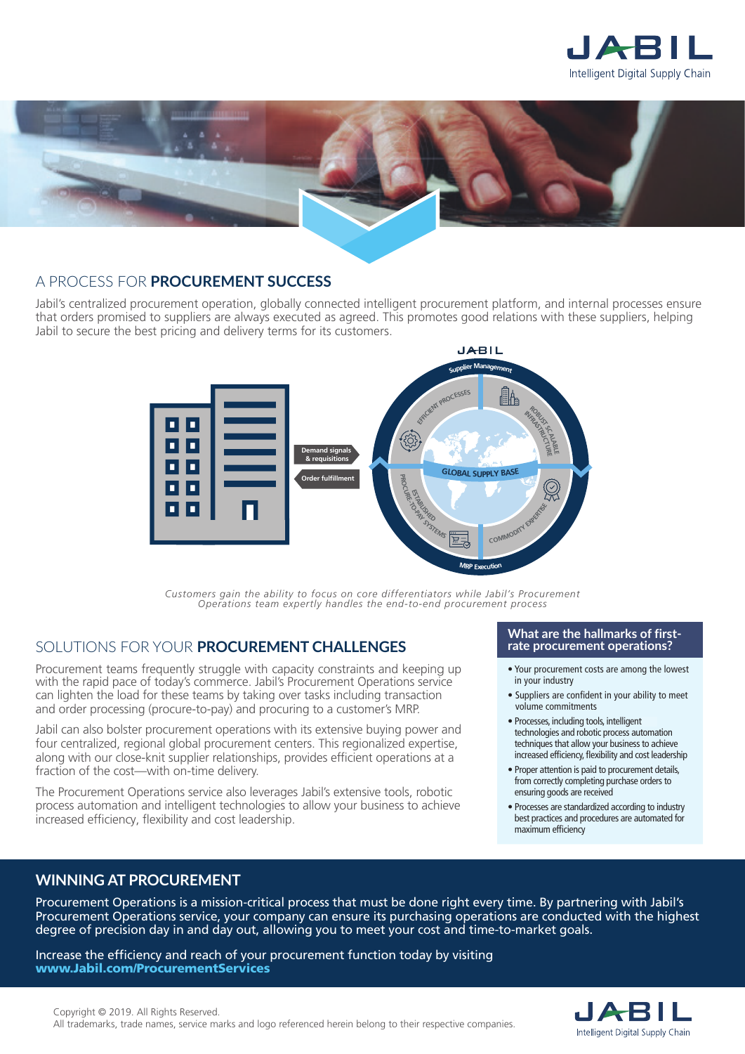## A PROCESS FOR **PROCUREMENT SUCCESS**

Jabil's centralized procurement operation, globally connected intelligent procurement platform, and internal processes ensure that orders promised to suppliers are always executed as agreed. This promotes good relations with these suppliers, helping Jabil to secure the best pricing and delivery terms for its customers.

JABIL

Supplier Management

Demand signals & requisitions

Order fulfillment

EFFICIENT PROCESSES

ROBUST SCALABLE INFRASTRUCTURE

GLOBAL SUPPLY BASE

ESTABLISHED PROCURE-TO-PAY SYSTEMS

COMMODITY EXPERTISE

MRP Execution

*Customers gain the ability to focus on core differentiators while Jabil's Procurement Operations team expertly handles the end-to-end procurement process*

## SOLUTIONS FOR YOUR **PROCUREMENT CHALLENGES**

Procurement teams frequently struggle with capacity constraints and keeping up with the rapid pace of today's commerce. Jabil's Procurement Operations service can lighten the load for these teams by taking over tasks including transaction and order processing (procure-to-pay) and procuring to a customer's MRP.

Jabil can also bolster procurement operations with its extensive buying power and four centralized, regional global procurement centers. This regionalized expertise, along with our close-knit supplier relationships, provides efficient operations at a fraction of the cost—with on-time delivery.

The Procurement Operations service also leverages Jabil's extensive tools, robotic process automation and intelligent technologies to allow your business to achieve increased efficiency, flexibility and cost leadership.

### What are the hallmarks of first-rate procurement operations?

- Your procurement costs are among the lowest in your industry
- Suppliers are confident in your ability to meet volume commitments
- Processes, including tools, intelligent technologies and robotic process automation techniques that allow your business to achieve increased efficiency, flexibility and cost leadership
- Proper attention is paid to procurement details, from correctly completing purchase orders to ensuring goods are received
- Processes are standardized according to industry best practices and procedures are automated for maximum efficiency

## WINNING AT PROCUREMENT

Procurement Operations is a mission-critical process that must be done right every time. By partnering with Jabil's Procurement Operations service, your company can ensure its purchasing operations are conducted with the highest degree of precision day in and day out, allowing you to meet your cost and time-to-market goals.

Increase the efficiency and reach of your procurement function today by visiting
**www.Jabil.com/ProcurementServices**

Copyright © 2019. All Rights Reserved.
All trademarks, trade names, service marks and logo referenced herein belong to their respective companies.

JABIL
Intelligent Digital Supply Chain